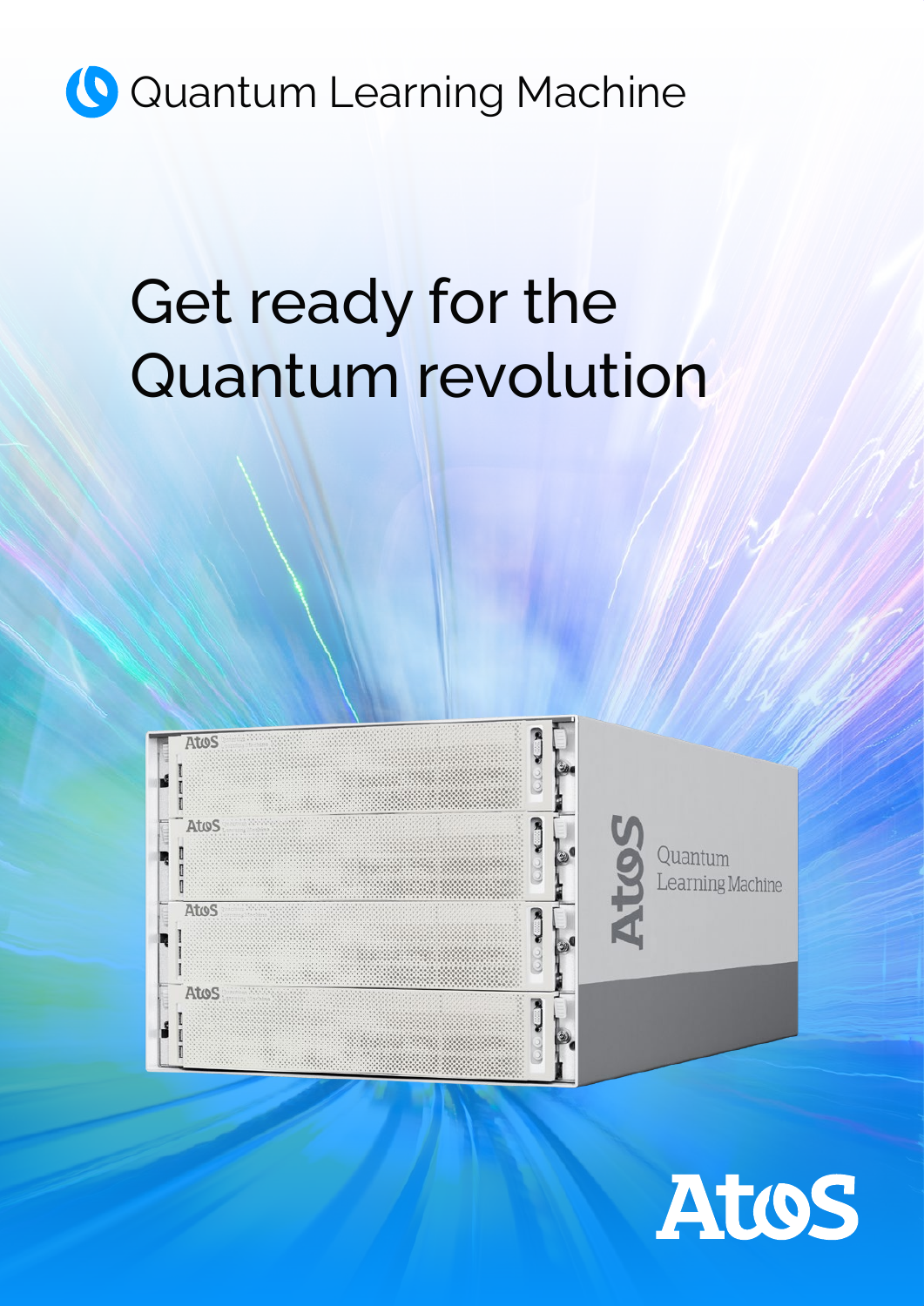Quantum Learning Machine

# Get ready for the Quantum revolution

Atos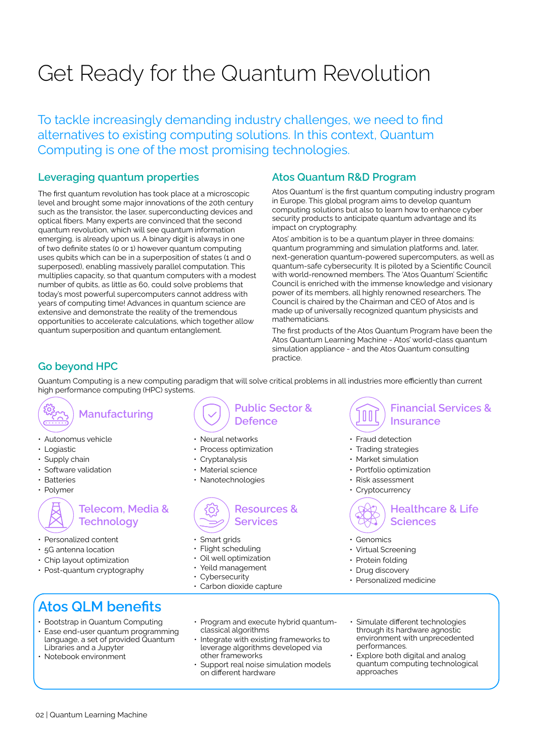# Get Ready for the Quantum Revolution

To tackle increasingly demanding industry challenges, we need to find alternatives to existing computing solutions. In this context, Quantum Computing is one of the most promising technologies.

## Leveraging quantum properties

The first quantum revolution has took place at a microscopic level and brought some major innovations of the 20th century such as the transistor, the laser, superconducting devices and optical fibers. Many experts are convinced that the second quantum revolution, which will see quantum information emerging, is already upon us. A binary digit is always in one of two definite states (0 or 1) however quantum computing uses qubits which can be in a superposition of states (1 and 0 superposed), enabling massively parallel computation. This multiplies capacity, so that quantum computers with a modest number of qubits, as little as 60, could solve problems that today's most powerful supercomputers cannot address with years of computing time! Advances in quantum science are extensive and demonstrate the reality of the tremendous opportunities to accelerate calculations, which together allow quantum superposition and quantum entanglement.

## Atos Quantum R&D Program

Atos Quantum' is the first quantum computing industry program in Europe. This global program aims to develop quantum computing solutions but also to learn how to enhance cyber security products to anticipate quantum advantage and its impact on cryptography.

Atos' ambition is to be a quantum player in three domains: quantum programming and simulation platforms and, later, next-generation quantum-powered supercomputers, as well as quantum-safe cybersecurity. It is piloted by a Scientific Council with world-renowned members. The 'Atos Quantum' Scientific Council is enriched with the immense knowledge and visionary power of its members, all highly renowned researchers. The Council is chaired by the Chairman and CEO of Atos and is made up of universally recognized quantum physicists and mathematicians.

The first products of the Atos Quantum Program have been the Atos Quantum Learning Machine - Atos' world-class quantum simulation appliance - and the Atos Quantum consulting practice.

## Go beyond HPC

Quantum Computing is a new computing paradigm that will solve critical problems in all industries more efficiently than current high performance computing (HPC) systems.

### Manufacturing

- Autonomus vehicle
- Logiastic
- Supply chain
- Software validation
- Batteries
- Polymer

### Public Sector & Defence

- Neural networks
- Process optimization
- Cryptanalysis
- Material science
- Nanotechnologies

### Financial Services & Insurance

- Fraud detection
- Trading strategies
- Market simulation
- Portfolio optimization
- Risk assessment
- Cryptocurrency

### Telecom, Media & Technology

- Personalized content
- 5G antenna location
- Chip layout optimization
- Post-quantum cryptography

### Resources & Services

- Smart grids
- Flight scheduling
- Oil well optimization
- Yeild management
- Cybersecurity
- Carbon dioxide capture

### Healthcare & Life Sciences

- Genomics
- Virtual Screening
- Protein folding
- Drug discovery
- Personalized medicine

## Atos QLM benefits

- Bootstrap in Quantum Computing
- Ease end-user quantum programming language, a set of provided Quantum Libraries and a Jupyter
- Notebook environment
- Program and execute hybrid quantum-classical algorithms
- Integrate with existing frameworks to leverage algorithms developed via other frameworks
- Support real noise simulation models on different hardware
- Simulate different technologies through its hardware agnostic environment with unprecedented performances.
- Explore both digital and analog quantum computing technological approaches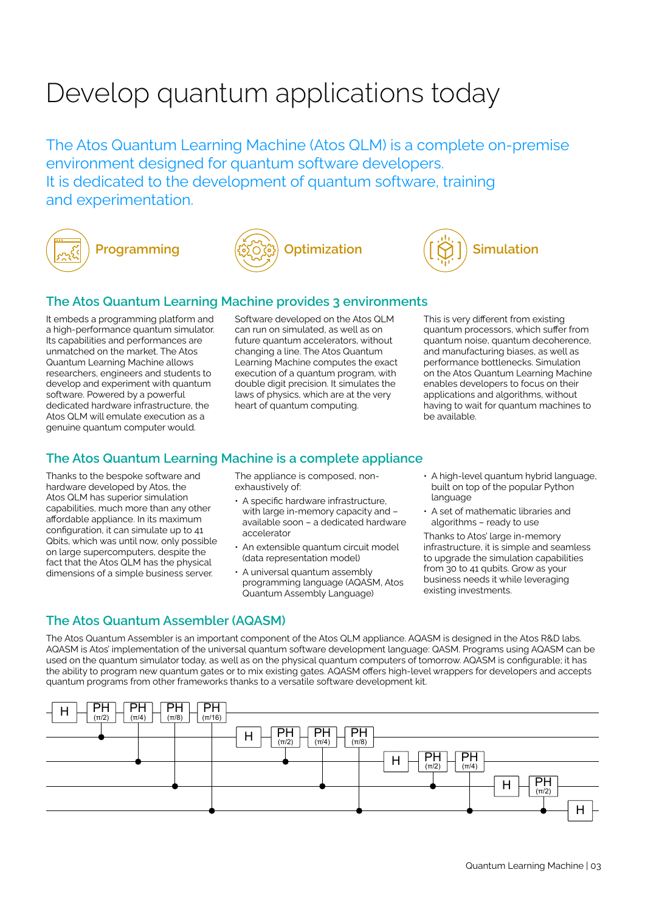# Develop quantum applications today

The Atos Quantum Learning Machine (Atos QLM) is a complete on-premise environment designed for quantum software developers.
It is dedicated to the development of quantum software, training and experimentation.

**Programming** **Optimization** **Simulation**

## The Atos Quantum Learning Machine provides 3 environments

It embeds a programming platform and a high-performance quantum simulator. Its capabilities and performances are unmatched on the market. The Atos Quantum Learning Machine allows researchers, engineers and students to develop and experiment with quantum software. Powered by a powerful dedicated hardware infrastructure, the Atos QLM will emulate execution as a genuine quantum computer would.

Software developed on the Atos QLM can run on simulated, as well as on future quantum accelerators, without changing a line. The Atos Quantum Learning Machine computes the exact execution of a quantum program, with double digit precision. It simulates the laws of physics, which are at the very heart of quantum computing.

This is very different from existing quantum processors, which suffer from quantum noise, quantum decoherence, and manufacturing biases, as well as performance bottlenecks. Simulation on the Atos Quantum Learning Machine enables developers to focus on their applications and algorithms, without having to wait for quantum machines to be available.

## The Atos Quantum Learning Machine is a complete appliance

Thanks to the bespoke software and hardware developed by Atos, the Atos QLM has superior simulation capabilities, much more than any other affordable appliance. In its maximum configuration, it can simulate up to 41 Qbits, which was until now, only possible on large supercomputers, despite the fact that the Atos QLM has the physical dimensions of a simple business server.

The appliance is composed, non-exhaustively of:

- A specific hardware infrastructure, with large in-memory capacity and – available soon – a dedicated hardware accelerator
- An extensible quantum circuit model (data representation model)
- A universal quantum assembly programming language (AQASM, Atos Quantum Assembly Language)
- A high-level quantum hybrid language, built on top of the popular Python language
- A set of mathematic libraries and algorithms – ready to use

Thanks to Atos' large in-memory infrastructure, it is simple and seamless to upgrade the simulation capabilities from 30 to 41 qubits. Grow as your business needs it while leveraging existing investments.

## The Atos Quantum Assembler (AQASM)

The Atos Quantum Assembler is an important component of the Atos QLM appliance. AQASM is designed in the Atos R&D labs. AQASM is Atos' implementation of the universal quantum software development language: QASM. Programs using AQASM can be used on the quantum simulator today, as well as on the physical quantum computers of tomorrow. AQASM is configurable; it has the ability to program new quantum gates or to mix existing gates. AQASM offers high-level wrappers for developers and accepts quantum programs from other frameworks thanks to a versatile software development kit.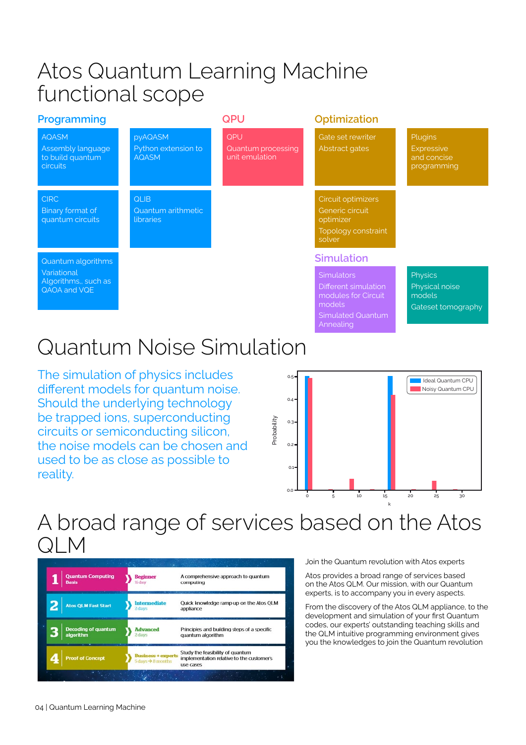# Atos Quantum Learning Machine functional scope

## Programming

**AQASM**
Assembly language to build quantum circuits

**pyAQASM**
Python extension to AQASM

**CIRC**
Binary format of quantum circuits

**QLIB**
Quantum arithmetic libraries

**Quantum algorithms**
Variational Algorithms,, such as QAOA and VQE

## QPU

**QPU**
Quantum processing unit emulation

## Optimization

**Gate set rewriter**
Abstract gates

**Plugins**
Expressive and concise programming

**Circuit optimizers**
Generic circuit optimizer
Topology constraint solver

## Simulation

**Simulators**
Different simulation modules for Circuit models
Simulated Quantum Annealing

**Physics**
Physical noise models
Gateset tomography

# Quantum Noise Simulation

The simulation of physics includes different models for quantum noise. Should the underlying technology be trapped ions, superconducting circuits or semiconducting silicon, the noise models can be chosen and used to be as close as possible to reality.

# A broad range of services based on the Atos QLM

| # | Service | Level | Description |
|---|---|---|---|
| 1 | Quantum Computing Basis | Beginner ½ day | A comprehensive approach to quantum computing |
| 2 | Atos QLM Fast Start | Intermediate 2 days | Quick knowledge ramp-up on the Atos QLM appliance |
| 3 | Decoding of quantum algorithm | Advanced 2 days | Principles and building steps of a specific quantum algorithm |
| 4 | Proof of Concept | Business + experts 5 days → 8 months | Study the feasibility of quantum implementation relative to the customer's use cases |

Join the Quantum revolution with Atos experts

Atos provides a broad range of services based on the Atos QLM. Our mission, with our Quantum experts, is to accompany you in every aspects.

From the discovery of the Atos QLM appliance, to the development and simulation of your first Quantum codes, our experts' outstanding teaching skills and the QLM intuitive programming environment gives you the knowledges to join the Quantum revolution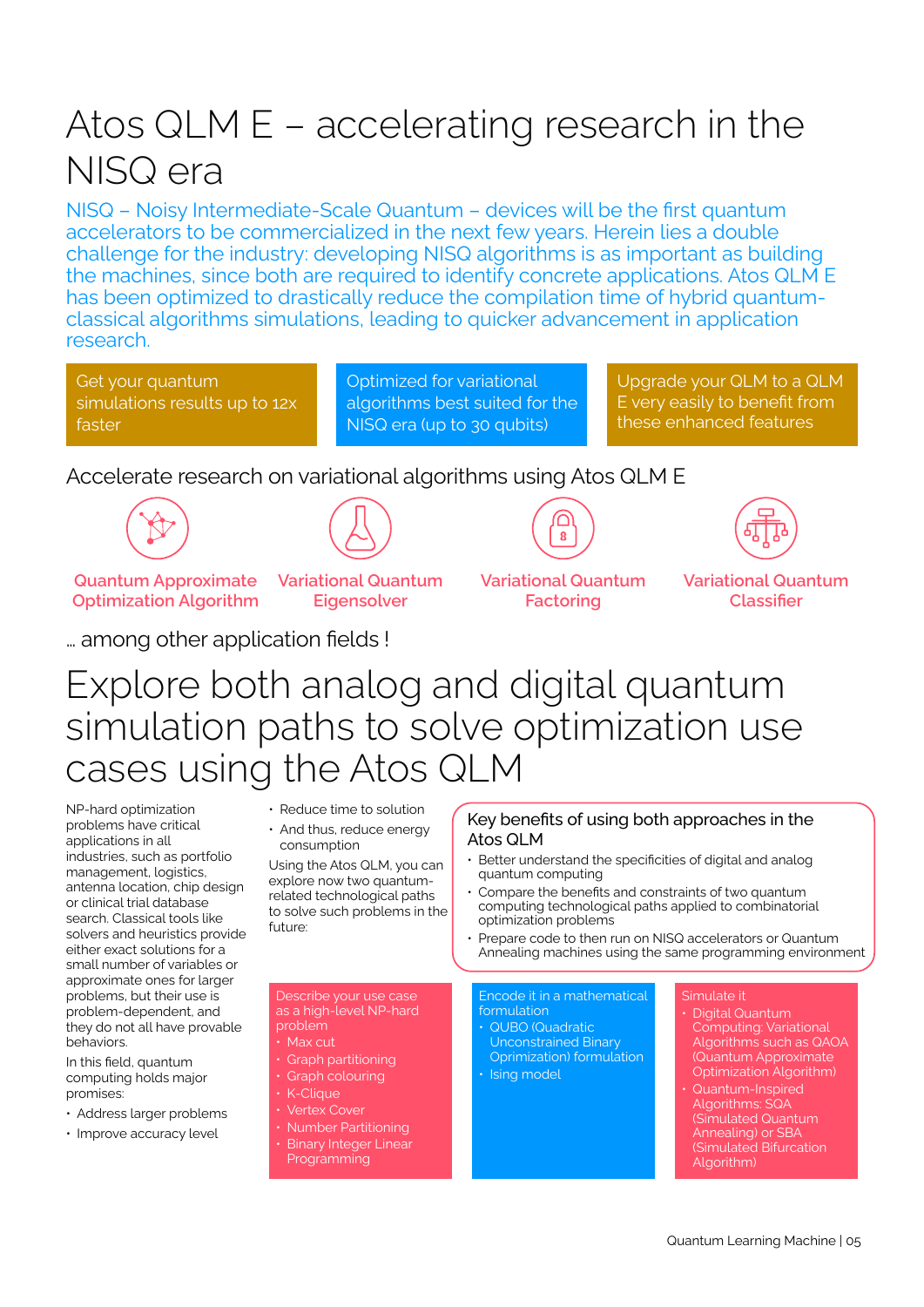# Atos QLM E – accelerating research in the NISQ era

NISQ – Noisy Intermediate-Scale Quantum – devices will be the first quantum accelerators to be commercialized in the next few years. Herein lies a double challenge for the industry: developing NISQ algorithms is as important as building the machines, since both are required to identify concrete applications. Atos QLM E has been optimized to drastically reduce the compilation time of hybrid quantum-classical algorithms simulations, leading to quicker advancement in application research.

Get your quantum simulations results up to 12x faster

Optimized for variational algorithms best suited for the NISQ era (up to 30 qubits)

Upgrade your QLM to a QLM E very easily to benefit from these enhanced features

## Accelerate research on variational algorithms using Atos QLM E

- Quantum Approximate Optimization Algorithm
- Variational Quantum Eigensolver
- Variational Quantum Factoring
- Variational Quantum Classifier

… among other application fields !

# Explore both analog and digital quantum simulation paths to solve optimization use cases using the Atos QLM

NP-hard optimization problems have critical applications in all industries, such as portfolio management, logistics, antenna location, chip design or clinical trial database search. Classical tools like solvers and heuristics provide either exact solutions for a small number of variables or approximate ones for larger problems, but their use is problem-dependent, and they do not all have provable behaviors.

In this field, quantum computing holds major promises:

- Address larger problems
- Improve accuracy level
- Reduce time to solution
- And thus, reduce energy consumption

Using the Atos QLM, you can explore now two quantum-related technological paths to solve such problems in the future:

### Key benefits of using both approaches in the Atos QLM

- Better understand the specificities of digital and analog quantum computing
- Compare the benefits and constraints of two quantum computing technological paths applied to combinatorial optimization problems
- Prepare code to then run on NISQ accelerators or Quantum Annealing machines using the same programming environment

Describe your use case as a high-level NP-hard problem
- Max cut
- Graph partitioning
- Graph colouring
- K-Clique
- Vertex Cover
- Number Partitioning
- Binary Integer Linear Programming

Encode it in a mathematical formulation
- QUBO (Quadratic Unconstrained Binary Oprimization) formulation
- Ising model

Simulate it
- Digital Quantum Computing: Variational Algorithms such as QAOA (Quantum Approximate Optimization Algorithm)
- Quantum-Inspired Algorithms: SQA (Simulated Quantum Annealing) or SBA (Simulated Bifurcation Algorithm)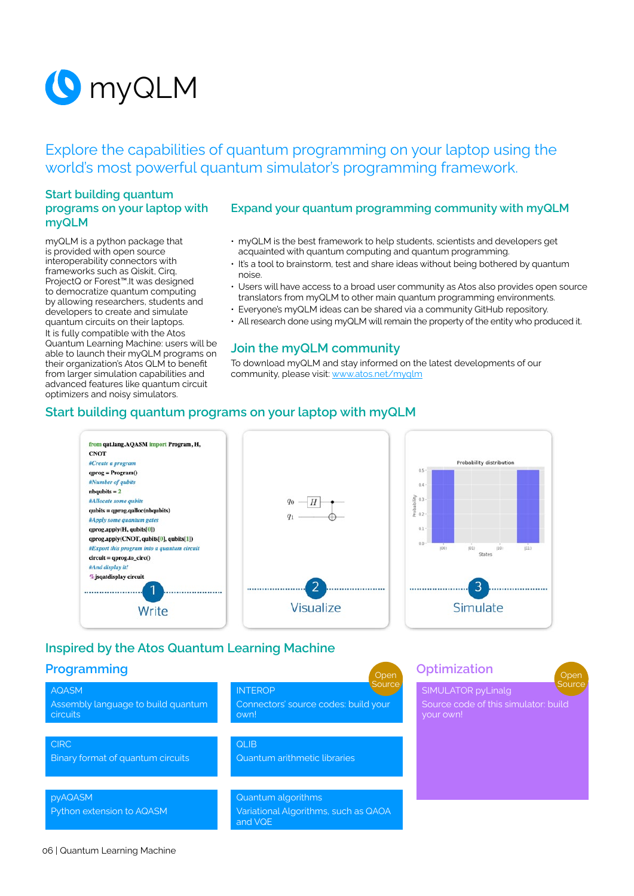# myQLM

## Explore the capabilities of quantum programming on your laptop using the world's most powerful quantum simulator's programming framework.

### Start building quantum programs on your laptop with myQLM

myQLM is a python package that is provided with open source interoperability connectors with frameworks such as Qiskit, Cirq, ProjectQ or Forest™.It was designed to democratize quantum computing by allowing researchers, students and developers to create and simulate quantum circuits on their laptops.
It is fully compatible with the Atos Quantum Learning Machine: users will be able to launch their myQLM programs on their organization's Atos QLM to benefit from larger simulation capabilities and advanced features like quantum circuit optimizers and noisy simulators.

### Expand your quantum programming community with myQLM

- myQLM is the best framework to help students, scientists and developers get acquainted with quantum computing and quantum programming.
- It's a tool to brainstorm, test and share ideas without being bothered by quantum noise.
- Users will have access to a broad user community as Atos also provides open source translators from myQLM to other main quantum programming environments.
- Everyone's myQLM ideas can be shared via a community GitHub repository.
- All research done using myQLM will remain the property of the entity who produced it.

### Join the myQLM community

To download myQLM and stay informed on the latest developments of our community, please visit: www.atos.net/myqlm

### Start building quantum programs on your laptop with myQLM

```
from qat.lang.AQASM import Program, H, CNOT
#Create a program
qprog = Program()
#Number of qubits
nbqubits = 2
#Allocate some qubits
qubits = qprog.qalloc(nbqubits)
#Apply some quantum gates
qprog.apply(H, qubits[0])
qprog.apply(CNOT, qubits[0], qubits[1])
#Export this program into a quantum circuit
circuit = qprog.to_circ()
#And display it!
%jsqatdisplay circuit
```

1 Write

2 Visualize

3 Simulate

### Inspired by the Atos Quantum Learning Machine

#### Programming

- **AQASM** – Assembly language to build quantum circuits
- **CIRC** – Binary format of quantum circuits
- **pyAQASM** – Python extension to AQASM
- **INTEROP** (Open Source) – Connectors' source codes: build your own!
- **QLIB** – Quantum arithmetic libraries
- **Quantum algorithms** – Variational Algorithms, such as QAOA and VQE

#### Optimization

- **SIMULATOR pyLinalg** (Open Source) – Source code of this simulator: build your own!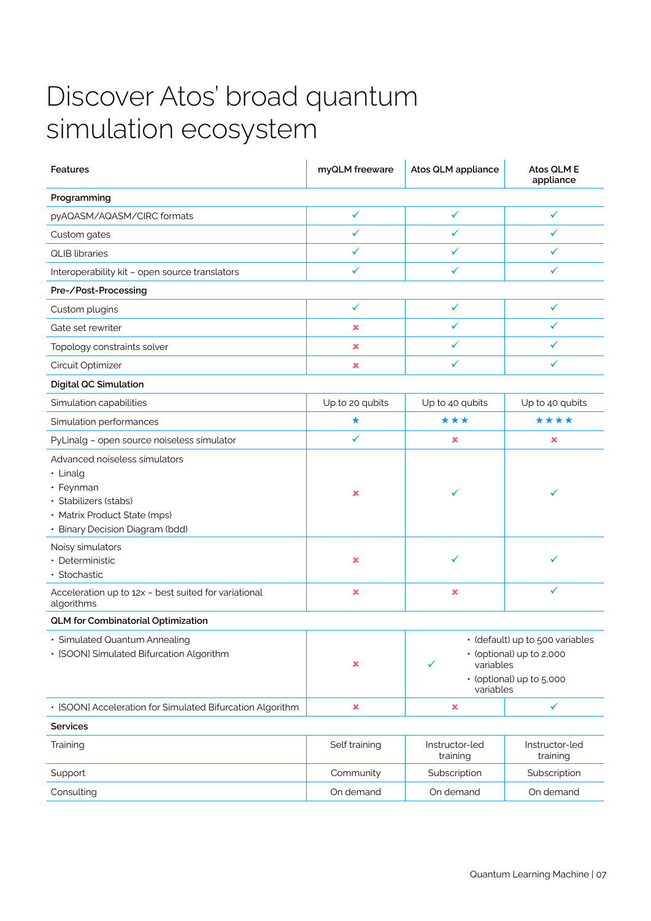# Discover Atos' broad quantum simulation ecosystem

| Features | myQLM freeware | Atos QLM appliance | Atos QLM E appliance |
|---|---|---|---|
| **Programming** | | | |
| pyAQASM/AQASM/CIRC formats | ✓ | ✓ | ✓ |
| Custom gates | ✓ | ✓ | ✓ |
| QLIB libraries | ✓ | ✓ | ✓ |
| Interoperability kit – open source translators | ✓ | ✓ | ✓ |
| **Pre-/Post-Processing** | | | |
| Custom plugins | ✓ | ✓ | ✓ |
| Gate set rewriter | ✗ | ✓ | ✓ |
| Topology constraints solver | ✗ | ✓ | ✓ |
| Circuit Optimizer | ✗ | ✓ | ✓ |
| **Digital QC Simulation** | | | |
| Simulation capabilities | Up to 20 qubits | Up to 40 qubits | Up to 40 qubits |
| Simulation performances | ★ | ★★★ | ★★★★ |
| PyLinalg – open source noiseless simulator | ✓ | ✗ | ✗ |
| Advanced noiseless simulators<br>• Linalg<br>• Feynman<br>• Stabilizers (stabs)<br>• Matrix Product State (mps)<br>• Binary Decision Diagram (bdd) | ✗ | ✓ | ✓ |
| Noisy simulators<br>• Deterministic<br>• Stochastic | ✗ | ✓ | ✓ |
| Acceleration up to 12x – best suited for variational algorithms | ✗ | ✗ | ✓ |
| **QLM for Combinatorial Optimization** | | | |
| • Simulated Quantum Annealing<br>• [SOON] Simulated Bifurcation Algorithm | ✗ | ✓ • (default) up to 500 variables<br>• (optional) up to 2,000 variables<br>• (optional) up to 5,000 variables | |
| • [SOON] Acceleration for Simulated Bifurcation Algorithm | ✗ | ✗ | ✓ |
| **Services** | | | |
| Training | Self training | Instructor-led training | Instructor-led training |
| Support | Community | Subscription | Subscription |
| Consulting | On demand | On demand | On demand |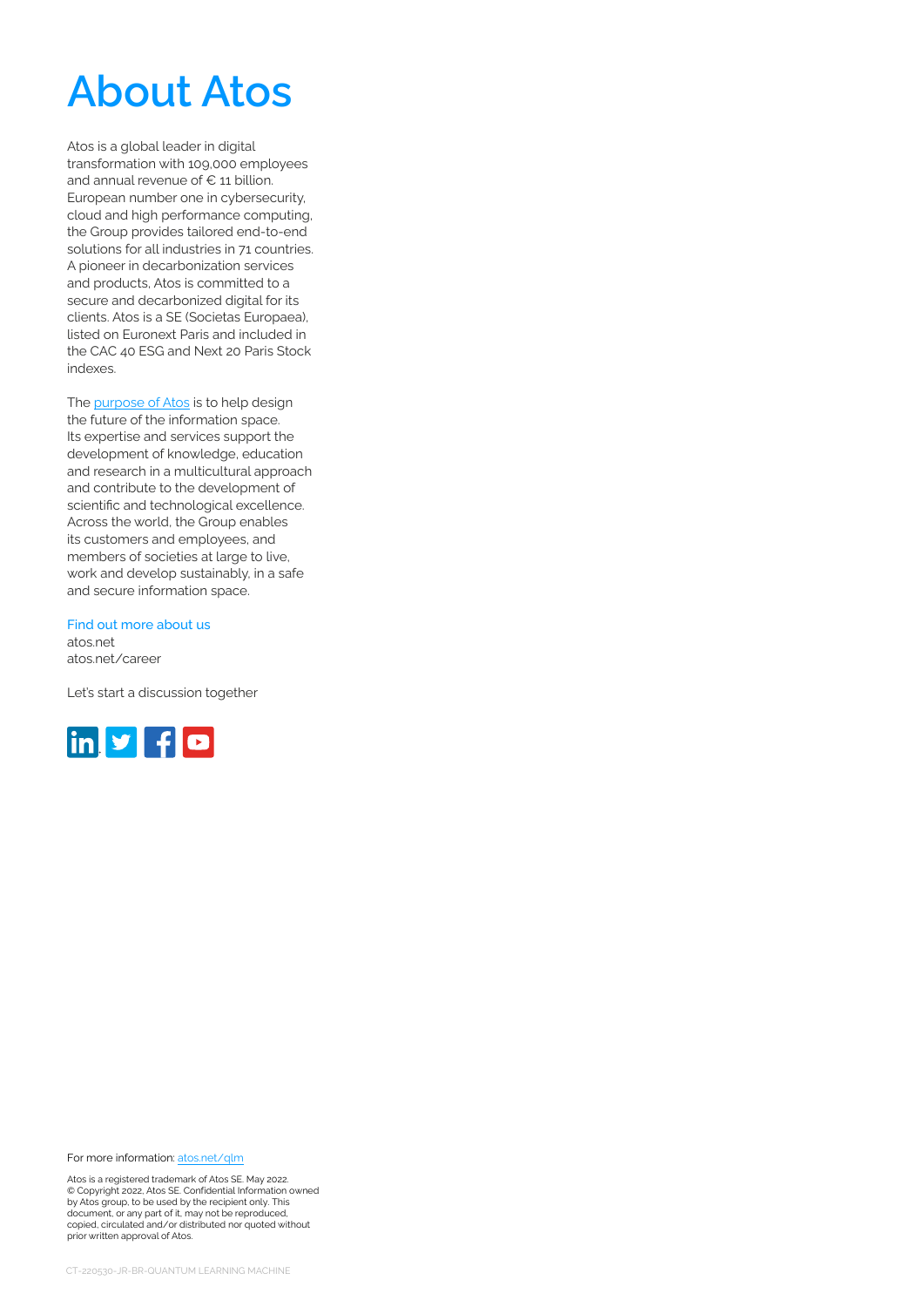# About Atos

Atos is a global leader in digital transformation with 109,000 employees and annual revenue of € 11 billion. European number one in cybersecurity, cloud and high performance computing, the Group provides tailored end-to-end solutions for all industries in 71 countries. A pioneer in decarbonization services and products, Atos is committed to a secure and decarbonized digital for its clients. Atos is a SE (Societas Europaea), listed on Euronext Paris and included in the CAC 40 ESG and Next 20 Paris Stock indexes.

The purpose of Atos is to help design the future of the information space. Its expertise and services support the development of knowledge, education and research in a multicultural approach and contribute to the development of scientific and technological excellence. Across the world, the Group enables its customers and employees, and members of societies at large to live, work and develop sustainably, in a safe and secure information space.

Find out more about us
atos.net
atos.net/career

Let's start a discussion together

For more information: atos.net/qlm

Atos is a registered trademark of Atos SE. May 2022. © Copyright 2022, Atos SE. Confidential Information owned by Atos group, to be used by the recipient only. This document, or any part of it, may not be reproduced, copied, circulated and/or distributed nor quoted without prior written approval of Atos.

CT-220530-JR-BR-QUANTUM LEARNING MACHINE